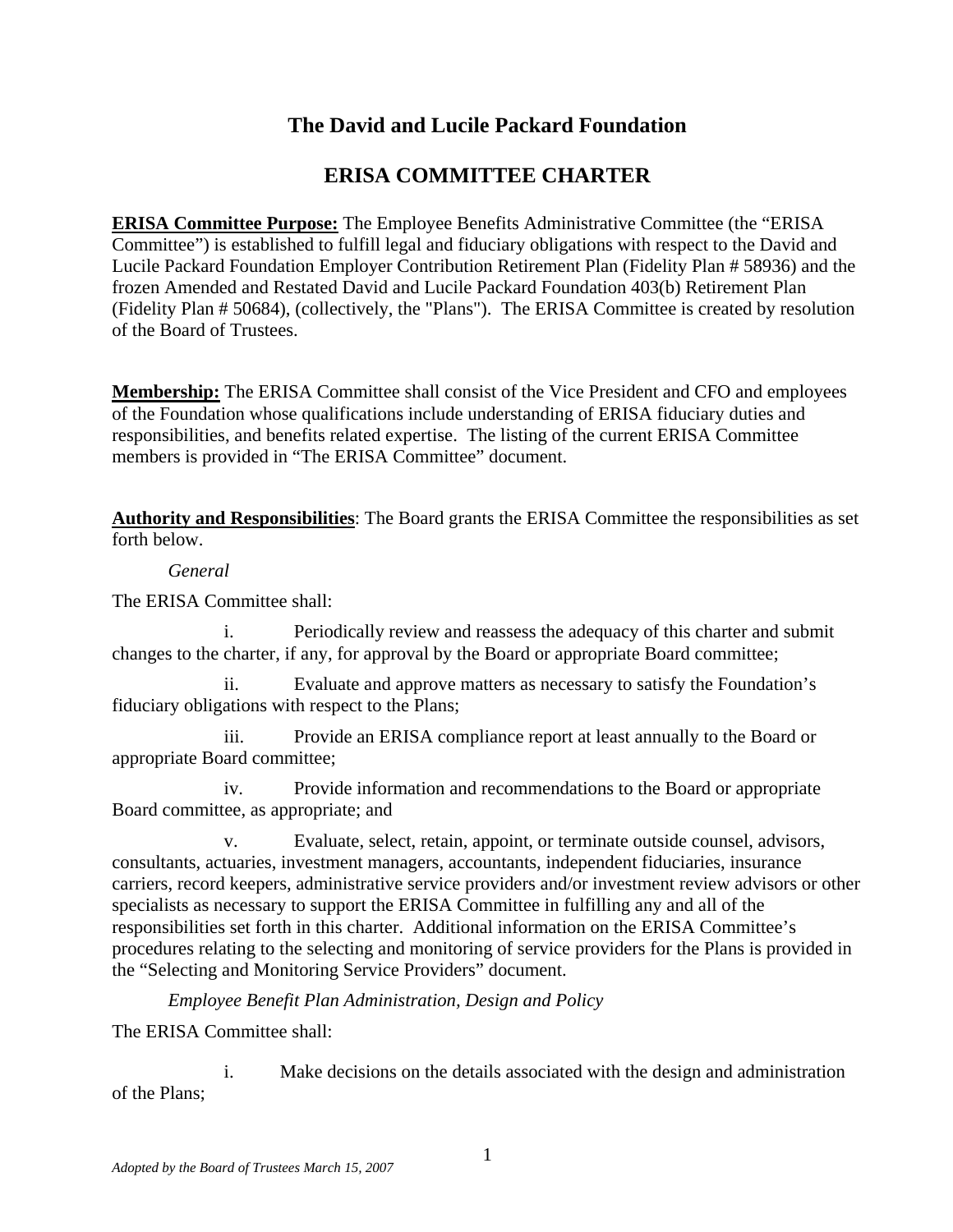# The David and Lucile Packard Foundation

## ERISA COMMITTEE CHARTER

**ERISA Committee Purpose:** The Employee Benefits Administrative Committee (the "ERISA Committee") is established to fulfill legal and fiduciary obligations with respect to the David and Lucile Packard Foundation Employer Contribution Retirement Plan (Fidelity Plan # 58936) and the frozen Amended and Restated David and Lucile Packard Foundation 403(b) Retirement Plan (Fidelity Plan # 50684), (collectively, the "Plans"). The ERISA Committee is created by resolution of the Board of Trustees.

**Membership:** The ERISA Committee shall consist of the Vice President and CFO and employees of the Foundation whose qualifications include understanding of ERISA fiduciary duties and responsibilities, and benefits related expertise. The listing of the current ERISA Committee members is provided in "The ERISA Committee" document.

**Authority and Responsibilities**: The Board grants the ERISA Committee the responsibilities as set forth below.

*General*

The ERISA Committee shall:

i. Periodically review and reassess the adequacy of this charter and submit changes to the charter, if any, for approval by the Board or appropriate Board committee;

ii. Evaluate and approve matters as necessary to satisfy the Foundation's fiduciary obligations with respect to the Plans;

iii. Provide an ERISA compliance report at least annually to the Board or appropriate Board committee;

iv. Provide information and recommendations to the Board or appropriate Board committee, as appropriate; and

v. Evaluate, select, retain, appoint, or terminate outside counsel, advisors, consultants, actuaries, investment managers, accountants, independent fiduciaries, insurance carriers, record keepers, administrative service providers and/or investment review advisors or other specialists as necessary to support the ERISA Committee in fulfilling any and all of the responsibilities set forth in this charter. Additional information on the ERISA Committee's procedures relating to the selecting and monitoring of service providers for the Plans is provided in the "Selecting and Monitoring Service Providers" document.

*Employee Benefit Plan Administration, Design and Policy*

The ERISA Committee shall:

i. Make decisions on the details associated with the design and administration of the Plans;

*Adopted by the Board of Trustees March 15, 2007*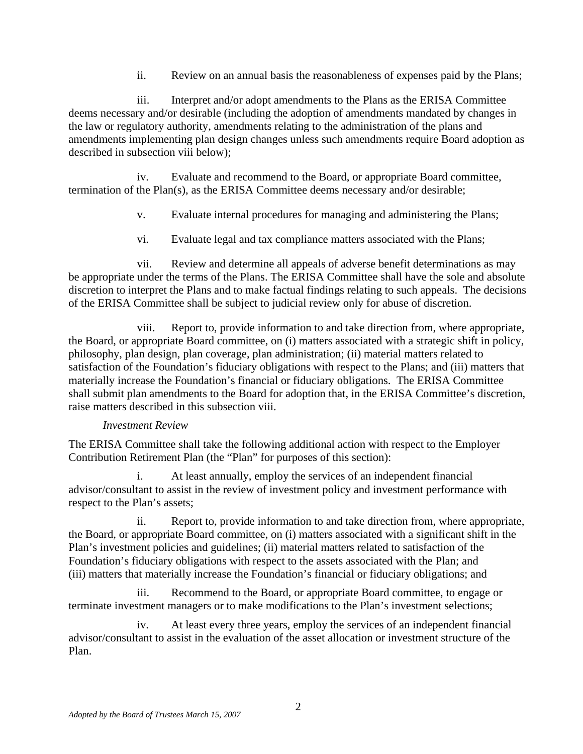ii. Review on an annual basis the reasonableness of expenses paid by the Plans;

iii. Interpret and/or adopt amendments to the Plans as the ERISA Committee deems necessary and/or desirable (including the adoption of amendments mandated by changes in the law or regulatory authority, amendments relating to the administration of the plans and amendments implementing plan design changes unless such amendments require Board adoption as described in subsection viii below);

iv. Evaluate and recommend to the Board, or appropriate Board committee, termination of the Plan(s), as the ERISA Committee deems necessary and/or desirable;

v. Evaluate internal procedures for managing and administering the Plans;

vi. Evaluate legal and tax compliance matters associated with the Plans;

vii. Review and determine all appeals of adverse benefit determinations as may be appropriate under the terms of the Plans. The ERISA Committee shall have the sole and absolute discretion to interpret the Plans and to make factual findings relating to such appeals. The decisions of the ERISA Committee shall be subject to judicial review only for abuse of discretion.

viii. Report to, provide information to and take direction from, where appropriate, the Board, or appropriate Board committee, on (i) matters associated with a strategic shift in policy, philosophy, plan design, plan coverage, plan administration; (ii) material matters related to satisfaction of the Foundation's fiduciary obligations with respect to the Plans; and (iii) matters that materially increase the Foundation's financial or fiduciary obligations. The ERISA Committee shall submit plan amendments to the Board for adoption that, in the ERISA Committee's discretion, raise matters described in this subsection viii.

*Investment Review*

The ERISA Committee shall take the following additional action with respect to the Employer Contribution Retirement Plan (the "Plan" for purposes of this section):

i. At least annually, employ the services of an independent financial advisor/consultant to assist in the review of investment policy and investment performance with respect to the Plan's assets;

ii. Report to, provide information to and take direction from, where appropriate, the Board, or appropriate Board committee, on (i) matters associated with a significant shift in the Plan's investment policies and guidelines; (ii) material matters related to satisfaction of the Foundation's fiduciary obligations with respect to the assets associated with the Plan; and (iii) matters that materially increase the Foundation's financial or fiduciary obligations; and

iii. Recommend to the Board, or appropriate Board committee, to engage or terminate investment managers or to make modifications to the Plan's investment selections;

iv. At least every three years, employ the services of an independent financial advisor/consultant to assist in the evaluation of the asset allocation or investment structure of the Plan.

*Adopted by the Board of Trustees March 15, 2007*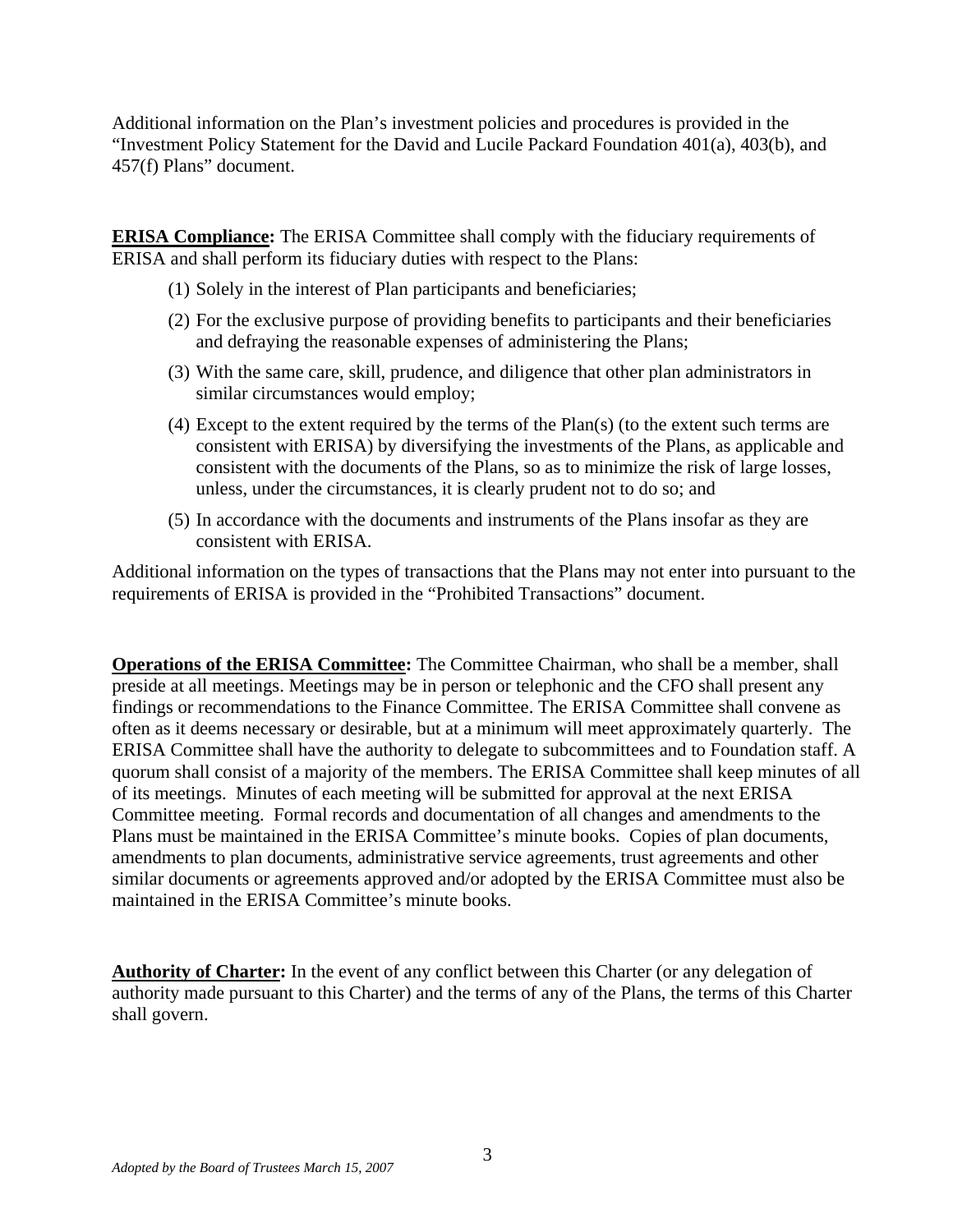Additional information on the Plan's investment policies and procedures is provided in the "Investment Policy Statement for the David and Lucile Packard Foundation 401(a), 403(b), and 457(f) Plans" document.

**ERISA Compliance:** The ERISA Committee shall comply with the fiduciary requirements of ERISA and shall perform its fiduciary duties with respect to the Plans:

(1) Solely in the interest of Plan participants and beneficiaries;

(2) For the exclusive purpose of providing benefits to participants and their beneficiaries and defraying the reasonable expenses of administering the Plans;

(3) With the same care, skill, prudence, and diligence that other plan administrators in similar circumstances would employ;

(4) Except to the extent required by the terms of the Plan(s) (to the extent such terms are consistent with ERISA) by diversifying the investments of the Plans, as applicable and consistent with the documents of the Plans, so as to minimize the risk of large losses, unless, under the circumstances, it is clearly prudent not to do so; and

(5) In accordance with the documents and instruments of the Plans insofar as they are consistent with ERISA.

Additional information on the types of transactions that the Plans may not enter into pursuant to the requirements of ERISA is provided in the "Prohibited Transactions" document.

**Operations of the ERISA Committee:** The Committee Chairman, who shall be a member, shall preside at all meetings. Meetings may be in person or telephonic and the CFO shall present any findings or recommendations to the Finance Committee. The ERISA Committee shall convene as often as it deems necessary or desirable, but at a minimum will meet approximately quarterly. The ERISA Committee shall have the authority to delegate to subcommittees and to Foundation staff. A quorum shall consist of a majority of the members. The ERISA Committee shall keep minutes of all of its meetings. Minutes of each meeting will be submitted for approval at the next ERISA Committee meeting. Formal records and documentation of all changes and amendments to the Plans must be maintained in the ERISA Committee's minute books. Copies of plan documents, amendments to plan documents, administrative service agreements, trust agreements and other similar documents or agreements approved and/or adopted by the ERISA Committee must also be maintained in the ERISA Committee's minute books.

**Authority of Charter:** In the event of any conflict between this Charter (or any delegation of authority made pursuant to this Charter) and the terms of any of the Plans, the terms of this Charter shall govern.

*Adopted by the Board of Trustees March 15, 2007*